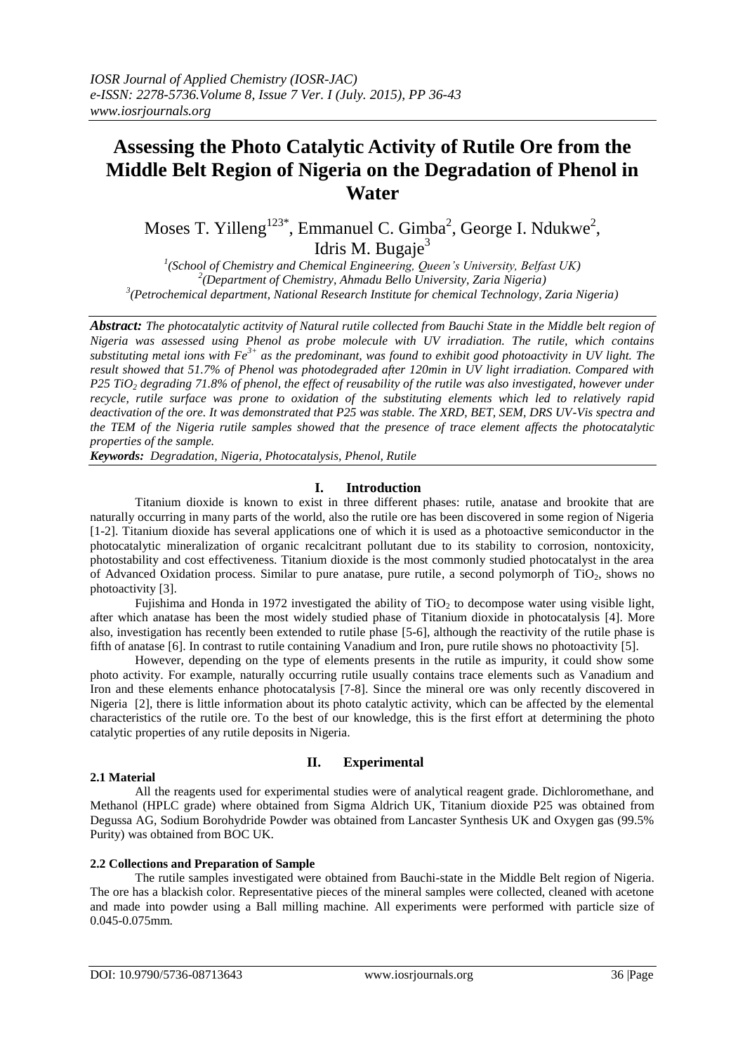# Assessing the Photo Catalytic Activity of Rutile Ore from the Middle Belt Region of Nigeria on the Degradation of Phenol in Water

Moses T. Yilleng[123*], Emmanuel C. Gimba[2], George I. Ndukwe[2], Idris M. Bugaje[3]

[1](School of Chemistry and Chemical Engineering, Queen's University, Belfast UK)
[2](Department of Chemistry, Ahmadu Bello University, Zaria Nigeria)
[3](Petrochemical department, National Research Institute for chemical Technology, Zaria Nigeria)

***Abstract:*** *The photocatalytic actitvity of Natural rutile collected from Bauchi State in the Middle belt region of Nigeria was assessed using Phenol as probe molecule with UV irradiation. The rutile, which contains substituting metal ions with $Fe^{3+}$ as the predominant, was found to exhibit good photoactivity in UV light. The result showed that 51.7% of Phenol was photodegraded after 120min in UV light irradiation. Compared with P25 $TiO_2$ degrading 71.8% of phenol, the effect of reusability of the rutile was also investigated, however under recycle, rutile surface was prone to oxidation of the substituting elements which led to relatively rapid deactivation of the ore. It was demonstrated that P25 was stable. The XRD, BET, SEM, DRS UV-Vis spectra and the TEM of the Nigeria rutile samples showed that the presence of trace element affects the photocatalytic properties of the sample.*

***Keywords:*** *Degradation, Nigeria, Photocatalysis, Phenol, Rutile*

## I. Introduction

Titanium dioxide is known to exist in three different phases: rutile, anatase and brookite that are naturally occurring in many parts of the world, also the rutile ore has been discovered in some region of Nigeria [1-2]. Titanium dioxide has several applications one of which it is used as a photoactive semiconductor in the photocatalytic mineralization of organic recalcitrant pollutant due to its stability to corrosion, nontoxicity, photostability and cost effectiveness. Titanium dioxide is the most commonly studied photocatalyst in the area of Advanced Oxidation process. Similar to pure anatase, pure rutile, a second polymorph of $TiO_2$, shows no photoactivity [3].

Fujishima and Honda in 1972 investigated the ability of $TiO_2$ to decompose water using visible light, after which anatase has been the most widely studied phase of Titanium dioxide in photocatalysis [4]. More also, investigation has recently been extended to rutile phase [5-6], although the reactivity of the rutile phase is fifth of anatase [6]. In contrast to rutile containing Vanadium and Iron, pure rutile shows no photoactivity [5].

However, depending on the type of elements presents in the rutile as impurity, it could show some photo activity. For example, naturally occurring rutile usually contains trace elements such as Vanadium and Iron and these elements enhance photocatalysis [7-8]. Since the mineral ore was only recently discovered in Nigeria [2], there is little information about its photo catalytic activity, which can be affected by the elemental characteristics of the rutile ore. To the best of our knowledge, this is the first effort at determining the photo catalytic properties of any rutile deposits in Nigeria.

## II. Experimental

### 2.1 Material

All the reagents used for experimental studies were of analytical reagent grade. Dichloromethane, and Methanol (HPLC grade) where obtained from Sigma Aldrich UK, Titanium dioxide P25 was obtained from Degussa AG, Sodium Borohydride Powder was obtained from Lancaster Synthesis UK and Oxygen gas (99.5% Purity) was obtained from BOC UK.

### 2.2 Collections and Preparation of Sample

The rutile samples investigated were obtained from Bauchi-state in the Middle Belt region of Nigeria. The ore has a blackish color. Representative pieces of the mineral samples were collected, cleaned with acetone and made into powder using a Ball milling machine. All experiments were performed with particle size of 0.045-0.075mm.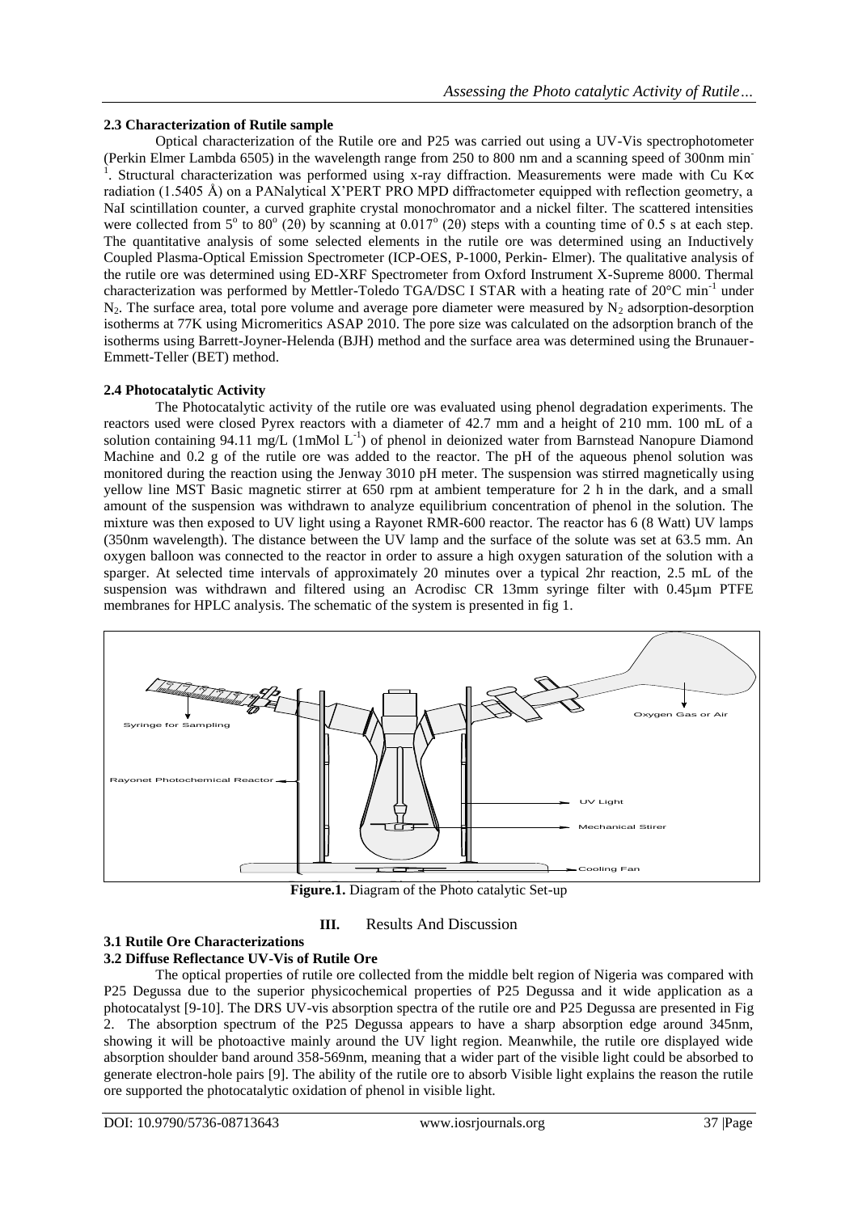### 2.3 Characterization of Rutile sample

Optical characterization of the Rutile ore and P25 was carried out using a UV-Vis spectrophotometer (Perkin Elmer Lambda 6505) in the wavelength range from 250 to 800 nm and a scanning speed of 300nm $min^{-1}$. Structural characterization was performed using x-ray diffraction. Measurements were made with Cu K∝ radiation (1.5405 Å) on a PANalytical X'PERT PRO MPD diffractometer equipped with reflection geometry, a NaI scintillation counter, a curved graphite crystal monochromator and a nickel filter. The scattered intensities were collected from $5^{o}$ to $80^{o}$ (2θ) by scanning at $0.017^{o}$ (2θ) steps with a counting time of 0.5 s at each step. The quantitative analysis of some selected elements in the rutile ore was determined using an Inductively Coupled Plasma-Optical Emission Spectrometer (ICP-OES, P-1000, Perkin- Elmer). The qualitative analysis of the rutile ore was determined using ED-XRF Spectrometer from Oxford Instrument X-Supreme 8000. Thermal characterization was performed by Mettler-Toledo TGA/DSC I STAR with a heating rate of 20°C $min^{-1}$ under $N_2$. The surface area, total pore volume and average pore diameter were measured by $N_2$ adsorption-desorption isotherms at 77K using Micromeritics ASAP 2010. The pore size was calculated on the adsorption branch of the isotherms using Barrett-Joyner-Helenda (BJH) method and the surface area was determined using the Brunauer-Emmett-Teller (BET) method.

### 2.4 Photocatalytic Activity

The Photocatalytic activity of the rutile ore was evaluated using phenol degradation experiments. The reactors used were closed Pyrex reactors with a diameter of 42.7 mm and a height of 210 mm. 100 mL of a solution containing 94.11 mg/L (1mMol $L^{-1}$) of phenol in deionized water from Barnstead Nanopure Diamond Machine and 0.2 g of the rutile ore was added to the reactor. The pH of the aqueous phenol solution was monitored during the reaction using the Jenway 3010 pH meter. The suspension was stirred magnetically using yellow line MST Basic magnetic stirrer at 650 rpm at ambient temperature for 2 h in the dark, and a small amount of the suspension was withdrawn to analyze equilibrium concentration of phenol in the solution. The mixture was then exposed to UV light using a Rayonet RMR-600 reactor. The reactor has 6 (8 Watt) UV lamps (350nm wavelength). The distance between the UV lamp and the surface of the solute was set at 63.5 mm. An oxygen balloon was connected to the reactor in order to assure a high oxygen saturation of the solution with a sparger. At selected time intervals of approximately 20 minutes over a typical 2hr reaction, 2.5 mL of the suspension was withdrawn and filtered using an Acrodisc CR 13mm syringe filter with 0.45μm PTFE membranes for HPLC analysis. The schematic of the system is presented in fig 1.

**Figure.1.** Diagram of the Photo catalytic Set-up

## III. Results And Discussion

### 3.1 Rutile Ore Characterizations

### 3.2 Diffuse Reflectance UV-Vis of Rutile Ore

The optical properties of rutile ore collected from the middle belt region of Nigeria was compared with P25 Degussa due to the superior physicochemical properties of P25 Degussa and it wide application as a photocatalyst [9-10]. The DRS UV-vis absorption spectra of the rutile ore and P25 Degussa are presented in Fig 2. The absorption spectrum of the P25 Degussa appears to have a sharp absorption edge around 345nm, showing it will be photoactive mainly around the UV light region. Meanwhile, the rutile ore displayed wide absorption shoulder band around 358-569nm, meaning that a wider part of the visible light could be absorbed to generate electron-hole pairs [9]. The ability of the rutile ore to absorb Visible light explains the reason the rutile ore supported the photocatalytic oxidation of phenol in visible light.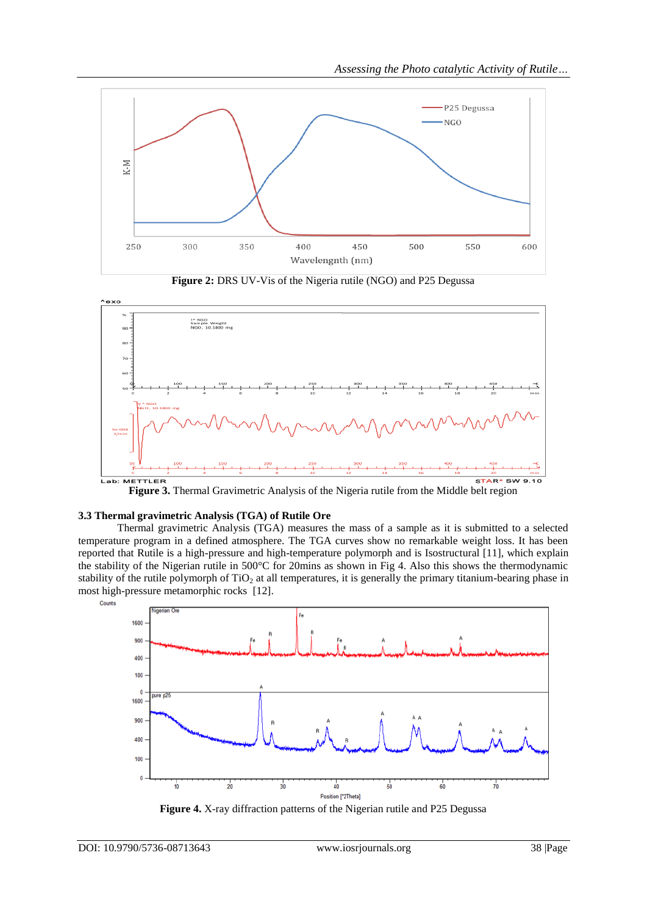**Figure 2:** DRS UV-Vis of the Nigeria rutile (NGO) and P25 Degussa

**Figure 3.** Thermal Gravimetric Analysis of the Nigeria rutile from the Middle belt region

### 3.3 Thermal gravimetric Analysis (TGA) of Rutile Ore

Thermal gravimetric Analysis (TGA) measures the mass of a sample as it is submitted to a selected temperature program in a defined atmosphere. The TGA curves show no remarkable weight loss. It has been reported that Rutile is a high-pressure and high-temperature polymorph and is Isostructural [11], which explain the stability of the Nigerian rutile in 500°C for 20mins as shown in Fig 4. Also this shows the thermodynamic stability of the rutile polymorph of $TiO_2$ at all temperatures, it is generally the primary titanium-bearing phase in most high-pressure metamorphic rocks [12].

**Figure 4.** X-ray diffraction patterns of the Nigerian rutile and P25 Degussa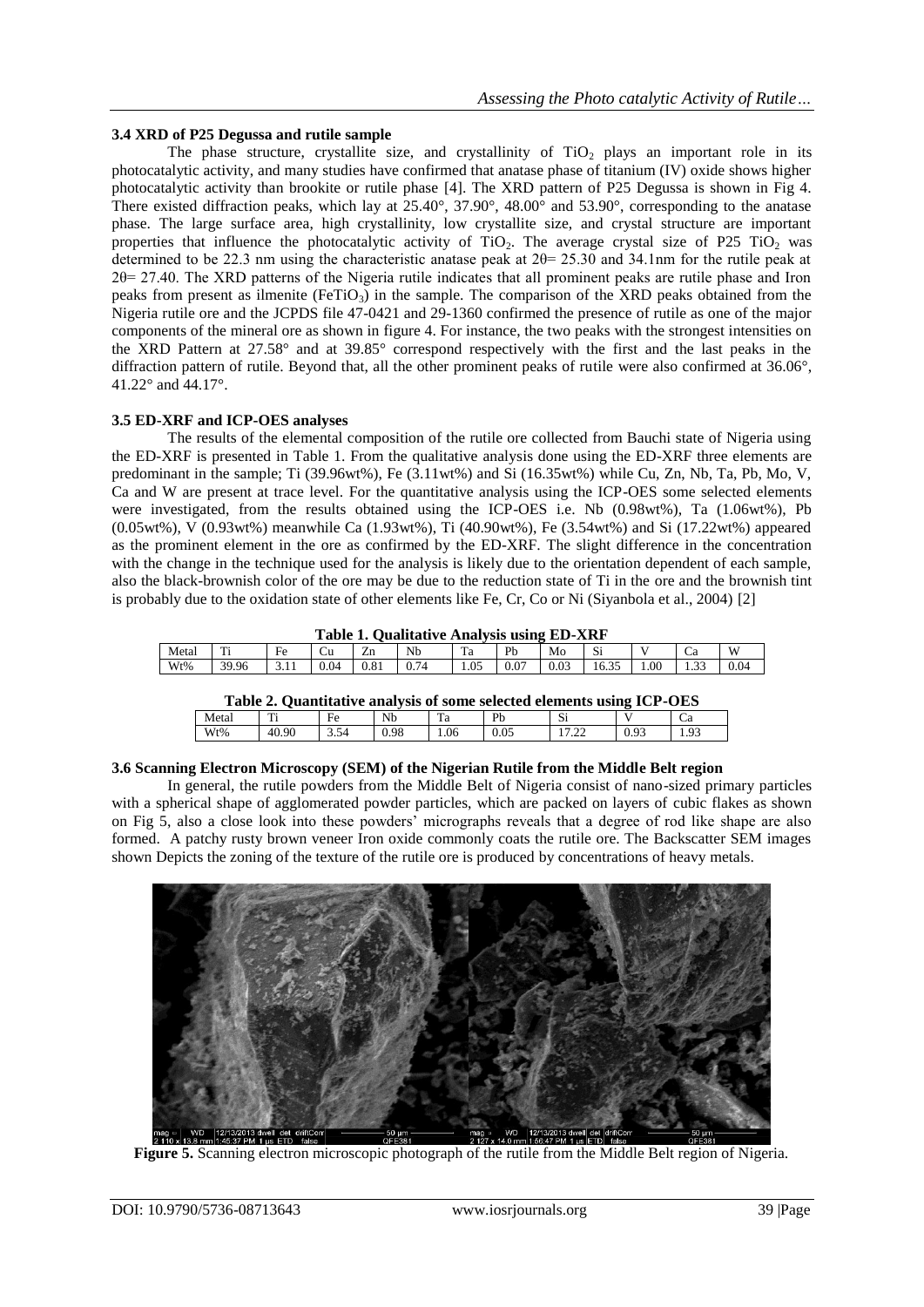### 3.4 XRD of P25 Degussa and rutile sample

The phase structure, crystallite size, and crystallinity of $TiO_2$ plays an important role in its photocatalytic activity, and many studies have confirmed that anatase phase of titanium (IV) oxide shows higher photocatalytic activity than brookite or rutile phase [4]. The XRD pattern of P25 Degussa is shown in Fig 4. There existed diffraction peaks, which lay at 25.40°, 37.90°, 48.00° and 53.90°, corresponding to the anatase phase. The large surface area, high crystallinity, low crystallite size, and crystal structure are important properties that influence the photocatalytic activity of $TiO_2$. The average crystal size of P25 $TiO_2$ was determined to be 22.3 nm using the characteristic anatase peak at $2\theta$= 25.30 and 34.1nm for the rutile peak at $2\theta$= 27.40. The XRD patterns of the Nigeria rutile indicates that all prominent peaks are rutile phase and Iron peaks from present as ilmenite ($FeTiO_3$) in the sample. The comparison of the XRD peaks obtained from the Nigeria rutile ore and the JCPDS file 47-0421 and 29-1360 confirmed the presence of rutile as one of the major components of the mineral ore as shown in figure 4. For instance, the two peaks with the strongest intensities on the XRD Pattern at 27.58° and at 39.85° correspond respectively with the first and the last peaks in the diffraction pattern of rutile. Beyond that, all the other prominent peaks of rutile were also confirmed at 36.06°, 41.22° and 44.17°.

### 3.5 ED-XRF and ICP-OES analyses

The results of the elemental composition of the rutile ore collected from Bauchi state of Nigeria using the ED-XRF is presented in Table 1. From the qualitative analysis done using the ED-XRF three elements are predominant in the sample; Ti (39.96wt%), Fe (3.11wt%) and Si (16.35wt%) while Cu, Zn, Nb, Ta, Pb, Mo, V, Ca and W are present at trace level. For the quantitative analysis using the ICP-OES some selected elements were investigated, from the results obtained using the ICP-OES i.e. Nb (0.98wt%), Ta (1.06wt%), Pb (0.05wt%), V (0.93wt%) meanwhile Ca (1.93wt%), Ti (40.90wt%), Fe (3.54wt%) and Si (17.22wt%) appeared as the prominent element in the ore as confirmed by the ED-XRF. The slight difference in the concentration with the change in the technique used for the analysis is likely due to the orientation dependent of each sample, also the black-brownish color of the ore may be due to the reduction state of Ti in the ore and the brownish tint is probably due to the oxidation state of other elements like Fe, Cr, Co or Ni (Siyanbola et al., 2004) [2]

**Table 1. Qualitative Analysis using ED-XRF**

| Metal | Ti | Fe | Cu | Zn | Nb | Ta | Pb | Mo | Si | V | Ca | W |
|---|---|---|---|---|---|---|---|---|---|---|---|---|
| Wt% | 39.96 | 3.11 | 0.04 | 0.81 | 0.74 | 1.05 | 0.07 | 0.03 | 16.35 | 1.00 | 1.33 | 0.04 |

**Table 2. Quantitative analysis of some selected elements using ICP-OES**

| Metal | Ti | Fe | Nb | Ta | Pb | Si | V | Ca |
|---|---|---|---|---|---|---|---|---|
| Wt% | 40.90 | 3.54 | 0.98 | 1.06 | 0.05 | 17.22 | 0.93 | 1.93 |

### 3.6 Scanning Electron Microscopy (SEM) of the Nigerian Rutile from the Middle Belt region

In general, the rutile powders from the Middle Belt of Nigeria consist of nano-sized primary particles with a spherical shape of agglomerated powder particles, which are packed on layers of cubic flakes as shown on Fig 5, also a close look into these powders' micrographs reveals that a degree of rod like shape are also formed. A patchy rusty brown veneer Iron oxide commonly coats the rutile ore. The Backscatter SEM images shown Depicts the zoning of the texture of the rutile ore is produced by concentrations of heavy metals.

**Figure 5.** Scanning electron microscopic photograph of the rutile from the Middle Belt region of Nigeria.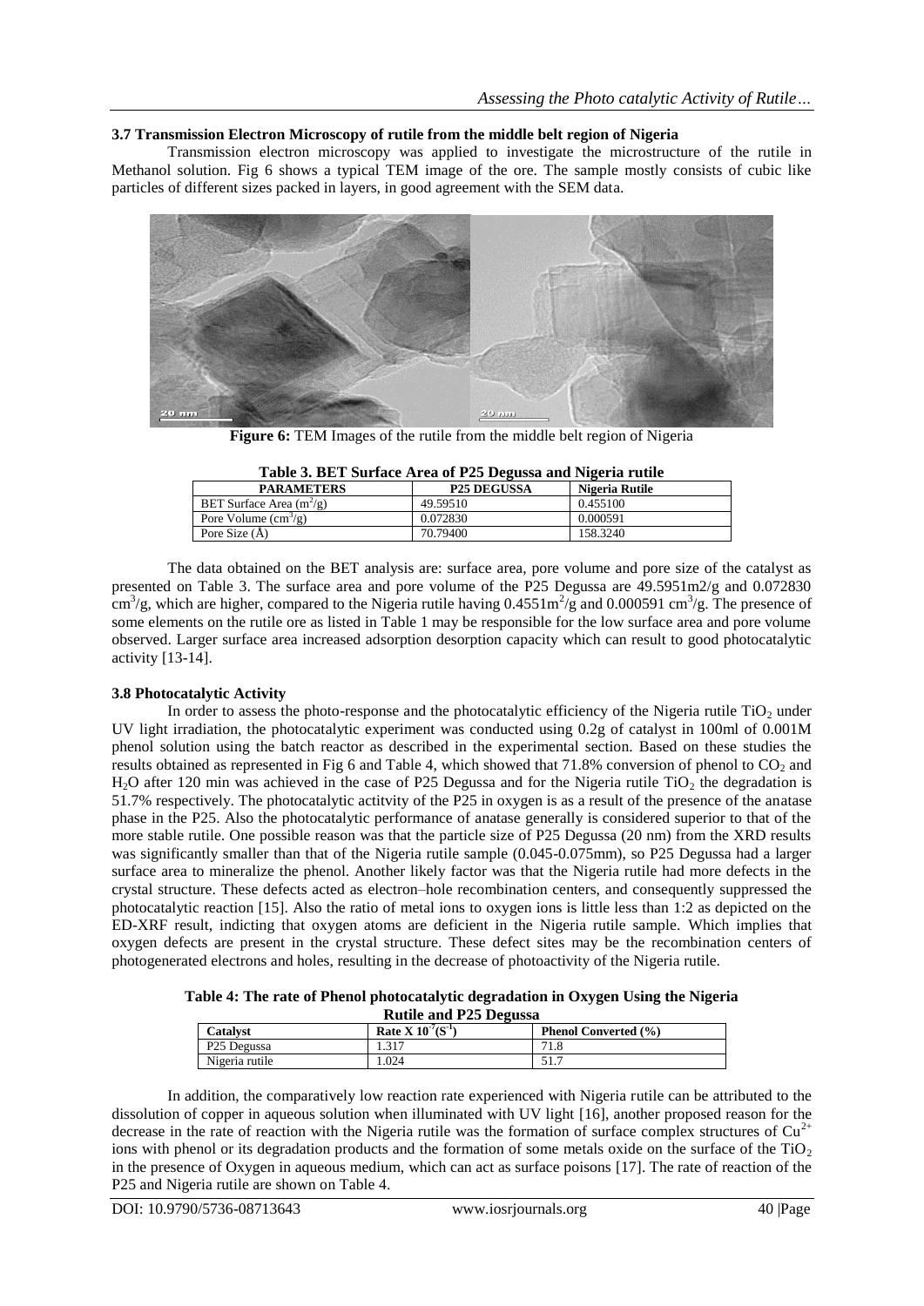### 3.7 Transmission Electron Microscopy of rutile from the middle belt region of Nigeria

Transmission electron microscopy was applied to investigate the microstructure of the rutile in Methanol solution. Fig 6 shows a typical TEM image of the ore. The sample mostly consists of cubic like particles of different sizes packed in layers, in good agreement with the SEM data.

**Figure 6:** TEM Images of the rutile from the middle belt region of Nigeria

**Table 3. BET Surface Area of P25 Degussa and Nigeria rutile**

| PARAMETERS | P25 DEGUSSA | Nigeria Rutile |
|---|---|---|
| BET Surface Area ($m^2/g$) | 49.59510 | 0.455100 |
| Pore Volume ($cm^3/g$) | 0.072830 | 0.000591 |
| Pore Size (Å) | 70.79400 | 158.3240 |

The data obtained on the BET analysis are: surface area, pore volume and pore size of the catalyst as presented on Table 3. The surface area and pore volume of the P25 Degussa are 49.5951m2/g and 0.072830 $cm^3/g$, which are higher, compared to the Nigeria rutile having $0.4551m^2/g$ and 0.000591 $cm^3/g$. The presence of some elements on the rutile ore as listed in Table 1 may be responsible for the low surface area and pore volume observed. Larger surface area increased adsorption desorption capacity which can result to good photocatalytic activity [13-14].

### 3.8 Photocatalytic Activity

In order to assess the photo-response and the photocatalytic efficiency of the Nigeria rutile $TiO_2$ under UV light irradiation, the photocatalytic experiment was conducted using 0.2g of catalyst in 100ml of 0.001M phenol solution using the batch reactor as described in the experimental section. Based on these studies the results obtained as represented in Fig 6 and Table 4, which showed that 71.8% conversion of phenol to $CO_2$ and $H_2O$ after 120 min was achieved in the case of P25 Degussa and for the Nigeria rutile $TiO_2$ the degradation is 51.7% respectively. The photocatalytic actitvity of the P25 in oxygen is as a result of the presence of the anatase phase in the P25. Also the photocatalytic performance of anatase generally is considered superior to that of the more stable rutile. One possible reason was that the particle size of P25 Degussa (20 nm) from the XRD results was significantly smaller than that of the Nigeria rutile sample (0.045-0.075mm), so P25 Degussa had a larger surface area to mineralize the phenol. Another likely factor was that the Nigeria rutile had more defects in the crystal structure. These defects acted as electron–hole recombination centers, and consequently suppressed the photocatalytic reaction [15]. Also the ratio of metal ions to oxygen ions is little less than 1:2 as depicted on the ED-XRF result, indicting that oxygen atoms are deficient in the Nigeria rutile sample. Which implies that oxygen defects are present in the crystal structure. These defect sites may be the recombination centers of photogenerated electrons and holes, resulting in the decrease of photoactivity of the Nigeria rutile.

**Table 4: The rate of Phenol photocatalytic degradation in Oxygen Using the Nigeria Rutile and P25 Degussa**

| Catalyst | Rate X $10^{-7}$($S^{-1}$) | Phenol Converted (%) |
|---|---|---|
| P25 Degussa | 1.317 | 71.8 |
| Nigeria rutile | 1.024 | 51.7 |

In addition, the comparatively low reaction rate experienced with Nigeria rutile can be attributed to the dissolution of copper in aqueous solution when illuminated with UV light [16], another proposed reason for the decrease in the rate of reaction with the Nigeria rutile was the formation of surface complex structures of $Cu^{2+}$ ions with phenol or its degradation products and the formation of some metals oxide on the surface of the $TiO_2$ in the presence of Oxygen in aqueous medium, which can act as surface poisons [17]. The rate of reaction of the P25 and Nigeria rutile are shown on Table 4.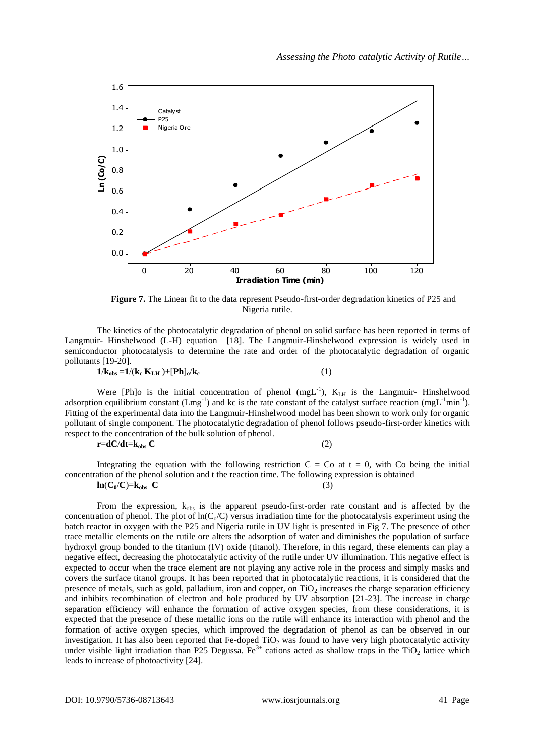**Figure 7.** The Linear fit to the data represent Pseudo-first-order degradation kinetics of P25 and Nigeria rutile.

The kinetics of the photocatalytic degradation of phenol on solid surface has been reported in terms of Langmuir- Hinshelwood (L-H) equation [18]. The Langmuir-Hinshelwood expression is widely used in semiconductor photocatalysis to determine the rate and order of the photocatalytic degradation of organic pollutants [19-20].

$$1/k_{obs} = 1/(k_c K_{LH}) + [Ph]_o/k_c \qquad (1)$$

Were $[Ph]o$ is the initial concentration of phenol ($mgL^{-1}$), $K_{LH}$ is the Langmuir- Hinshelwood adsorption equilibrium constant ($Lmg^{-1}$) and kc is the rate constant of the catalyst surface reaction ($mgL^{-1}min^{-1}$). Fitting of the experimental data into the Langmuir-Hinshelwood model has been shown to work only for organic pollutant of single component. The photocatalytic degradation of phenol follows pseudo-first-order kinetics with respect to the concentration of the bulk solution of phenol.

$$r = dC/dt = k_{obs}\, C \qquad (2)$$

Integrating the equation with the following restriction C = Co at t = 0, with Co being the initial concentration of the phenol solution and t the reaction time. The following expression is obtained

$$\ln(C_0/C) = k_{obs}\ C \qquad (3)$$

From the expression, $k_{obs}$ is the apparent pseudo-first-order rate constant and is affected by the concentration of phenol. The plot of $\ln(C_o/C)$ versus irradiation time for the photocatalysis experiment using the batch reactor in oxygen with the P25 and Nigeria rutile in UV light is presented in Fig 7. The presence of other trace metallic elements on the rutile ore alters the adsorption of water and diminishes the population of surface hydroxyl group bonded to the titanium (IV) oxide (titanol). Therefore, in this regard, these elements can play a negative effect, decreasing the photocatalytic activity of the rutile under UV illumination. This negative effect is expected to occur when the trace element are not playing any active role in the process and simply masks and covers the surface titanol groups. It has been reported that in photocatalytic reactions, it is considered that the presence of metals, such as gold, palladium, iron and copper, on $TiO_2$ increases the charge separation efficiency and inhibits recombination of electron and hole produced by UV absorption [21-23]. The increase in charge separation efficiency will enhance the formation of active oxygen species, from these considerations, it is expected that the presence of these metallic ions on the rutile will enhance its interaction with phenol and the formation of active oxygen species, which improved the degradation of phenol as can be observed in our investigation. It has also been reported that Fe-doped $TiO_2$ was found to have very high photocatalytic activity under visible light irradiation than P25 Degussa. $Fe^{3+}$ cations acted as shallow traps in the $TiO_2$ lattice which leads to increase of photoactivity [24].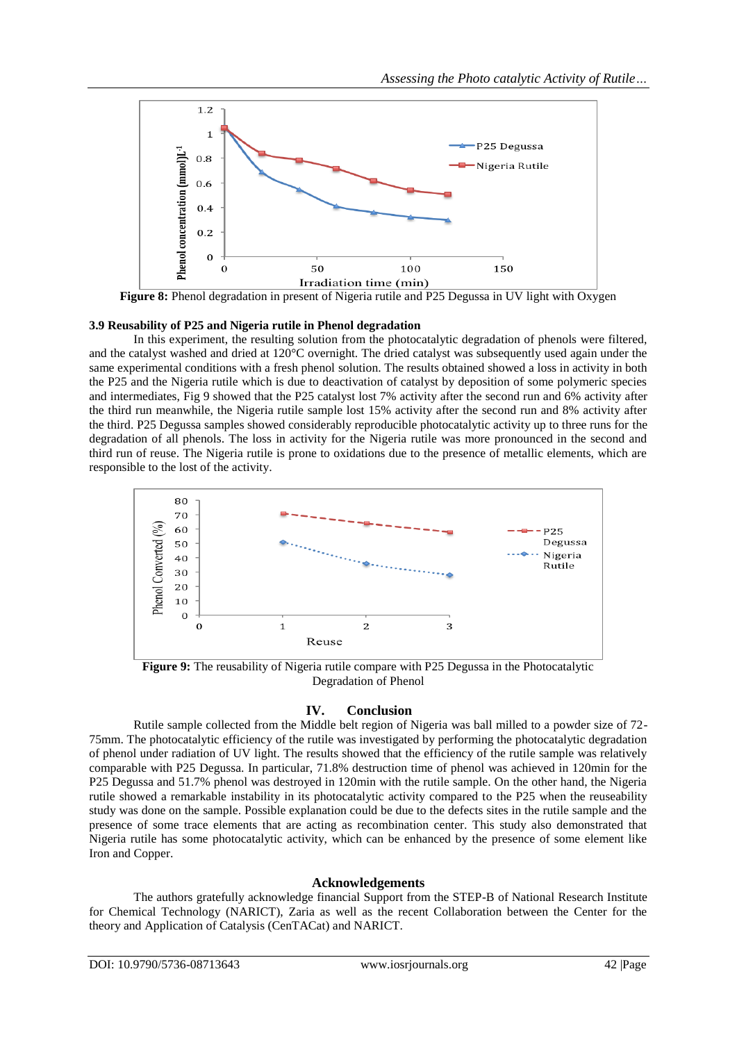Figure 8: Phenol degradation in present of Nigeria rutile and P25 Degussa in UV light with Oxygen

### 3.9 Reusability of P25 and Nigeria rutile in Phenol degradation

In this experiment, the resulting solution from the photocatalytic degradation of phenols were filtered, and the catalyst washed and dried at 120°C overnight. The dried catalyst was subsequently used again under the same experimental conditions with a fresh phenol solution. The results obtained showed a loss in activity in both the P25 and the Nigeria rutile which is due to deactivation of catalyst by deposition of some polymeric species and intermediates, Fig 9 showed that the P25 catalyst lost 7% activity after the second run and 6% activity after the third run meanwhile, the Nigeria rutile sample lost 15% activity after the second run and 8% activity after the third. P25 Degussa samples showed considerably reproducible photocatalytic activity up to three runs for the degradation of all phenols. The loss in activity for the Nigeria rutile was more pronounced in the second and third run of reuse. The Nigeria rutile is prone to oxidations due to the presence of metallic elements, which are responsible to the lost of the activity.

Figure 9: The reusability of Nigeria rutile compare with P25 Degussa in the Photocatalytic Degradation of Phenol

## IV. Conclusion

Rutile sample collected from the Middle belt region of Nigeria was ball milled to a powder size of 72-75mm. The photocatalytic efficiency of the rutile was investigated by performing the photocatalytic degradation of phenol under radiation of UV light. The results showed that the efficiency of the rutile sample was relatively comparable with P25 Degussa. In particular, 71.8% destruction time of phenol was achieved in 120min for the P25 Degussa and 51.7% phenol was destroyed in 120min with the rutile sample. On the other hand, the Nigeria rutile showed a remarkable instability in its photocatalytic activity compared to the P25 when the reuseability study was done on the sample. Possible explanation could be due to the defects sites in the rutile sample and the presence of some trace elements that are acting as recombination center. This study also demonstrated that Nigeria rutile has some photocatalytic activity, which can be enhanced by the presence of some element like Iron and Copper.

## Acknowledgements

The authors gratefully acknowledge financial Support from the STEP-B of National Research Institute for Chemical Technology (NARICT), Zaria as well as the recent Collaboration between the Center for the theory and Application of Catalysis (CenTACat) and NARICT.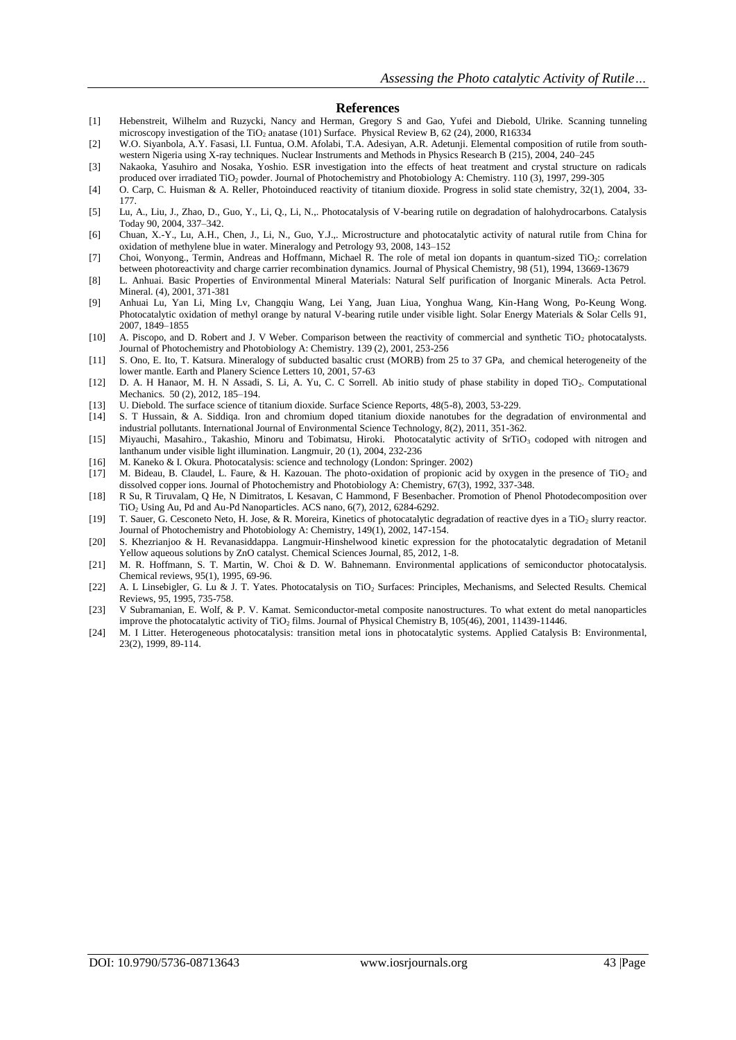## References

[1] Hebenstreit, Wilhelm and Ruzycki, Nancy and Herman, Gregory S and Gao, Yufei and Diebold, Ulrike. Scanning tunneling microscopy investigation of the $TiO_2$ anatase (101) Surface. Physical Review B, 62 (24), 2000, R16334

[2] W.O. Siyanbola, A.Y. Fasasi, I.I. Funtua, O.M. Afolabi, T.A. Adesiyan, A.R. Adetunji. Elemental composition of rutile from south-western Nigeria using X-ray techniques. Nuclear Instruments and Methods in Physics Research B (215), 2004, 240–245

[3] Nakaoka, Yasuhiro and Nosaka, Yoshio. ESR investigation into the effects of heat treatment and crystal structure on radicals produced over irradiated $TiO_2$ powder. Journal of Photochemistry and Photobiology A: Chemistry. 110 (3), 1997, 299-305

[4] O. Carp, C. Huisman & A. Reller, Photoinduced reactivity of titanium dioxide. Progress in solid state chemistry, 32(1), 2004, 33-177.

[5] Lu, A., Liu, J., Zhao, D., Guo, Y., Li, Q., Li, N.,. Photocatalysis of V-bearing rutile on degradation of halohydrocarbons. Catalysis Today 90, 2004, 337–342.

[6] Chuan, X.-Y., Lu, A.H., Chen, J., Li, N., Guo, Y.J.,. Microstructure and photocatalytic activity of natural rutile from China for oxidation of methylene blue in water. Mineralogy and Petrology 93, 2008, 143–152

[7] Choi, Wonyong., Termin, Andreas and Hoffmann, Michael R. The role of metal ion dopants in quantum-sized $TiO_2$: correlation between photoreactivity and charge carrier recombination dynamics. Journal of Physical Chemistry, 98 (51), 1994, 13669-13679

[8] L. Anhuai. Basic Properties of Environmental Mineral Materials: Natural Self purification of Inorganic Minerals. Acta Petrol. Mineral. (4), 2001, 371-381

[9] Anhuai Lu, Yan Li, Ming Lv, Changqiu Wang, Lei Yang, Juan Liua, Yonghua Wang, Kin-Hang Wong, Po-Keung Wong. Photocatalytic oxidation of methyl orange by natural V-bearing rutile under visible light. Solar Energy Materials & Solar Cells 91, 2007, 1849–1855

[10] A. Piscopo, and D. Robert and J. V Weber. Comparison between the reactivity of commercial and synthetic $TiO_2$ photocatalysts. Journal of Photochemistry and Photobiology A: Chemistry. 139 (2), 2001, 253-256

[11] S. Ono, E. Ito, T. Katsura. Mineralogy of subducted basaltic crust (MORB) from 25 to 37 GPa, and chemical heterogeneity of the lower mantle. Earth and Planery Science Letters 10, 2001, 57-63

[12] D. A. H Hanaor, M. H. N Assadi, S. Li, A. Yu, C. C Sorrell. Ab initio study of phase stability in doped $TiO_2$. Computational Mechanics. 50 (2), 2012, 185–194.

[13] U. Diebold. The surface science of titanium dioxide. Surface Science Reports, 48(5-8), 2003, 53-229.

[14] S. T Hussain, & A. Siddiqa. Iron and chromium doped titanium dioxide nanotubes for the degradation of environmental and industrial pollutants. International Journal of Environmental Science Technology, 8(2), 2011, 351-362.

[15] Miyauchi, Masahiro., Takashio, Minoru and Tobimatsu, Hiroki. Photocatalytic activity of $SrTiO_3$ codoped with nitrogen and lanthanum under visible light illumination. Langmuir, 20 (1), 2004, 232-236

[16] M. Kaneko & I. Okura. Photocatalysis: science and technology (London: Springer. 2002)

[17] M. Bideau, B. Claudel, L. Faure, & H. Kazouan. The photo-oxidation of propionic acid by oxygen in the presence of $TiO_2$ and dissolved copper ions. Journal of Photochemistry and Photobiology A: Chemistry, 67(3), 1992, 337-348.

[18] R Su, R Tiruvalam, Q He, N Dimitratos, L Kesavan, C Hammond, F Besenbacher. Promotion of Phenol Photodecomposition over $TiO_2$ Using Au, Pd and Au-Pd Nanoparticles. ACS nano, 6(7), 2012, 6284-6292.

[19] T. Sauer, G. Cesconeto Neto, H. Jose, & R. Moreira, Kinetics of photocatalytic degradation of reactive dyes in a $TiO_2$ slurry reactor. Journal of Photochemistry and Photobiology A: Chemistry, 149(1), 2002, 147-154.

[20] S. Khezrianjoo & H. Revanasiddappa. Langmuir-Hinshelwood kinetic expression for the photocatalytic degradation of Metanil Yellow aqueous solutions by ZnO catalyst. Chemical Sciences Journal, 85, 2012, 1-8.

[21] M. R. Hoffmann, S. T. Martin, W. Choi & D. W. Bahnemann. Environmental applications of semiconductor photocatalysis. Chemical reviews, 95(1), 1995, 69-96.

[22] A. L Linsebigler, G. Lu & J. T. Yates. Photocatalysis on $TiO_2$ Surfaces: Principles, Mechanisms, and Selected Results. Chemical Reviews, 95, 1995, 735-758.

[23] V Subramanian, E. Wolf, & P. V. Kamat. Semiconductor-metal composite nanostructures. To what extent do metal nanoparticles improve the photocatalytic activity of $TiO_2$ films. Journal of Physical Chemistry B, 105(46), 2001, 11439-11446.

[24] M. I Litter. Heterogeneous photocatalysis: transition metal ions in photocatalytic systems. Applied Catalysis B: Environmental, 23(2), 1999, 89-114.